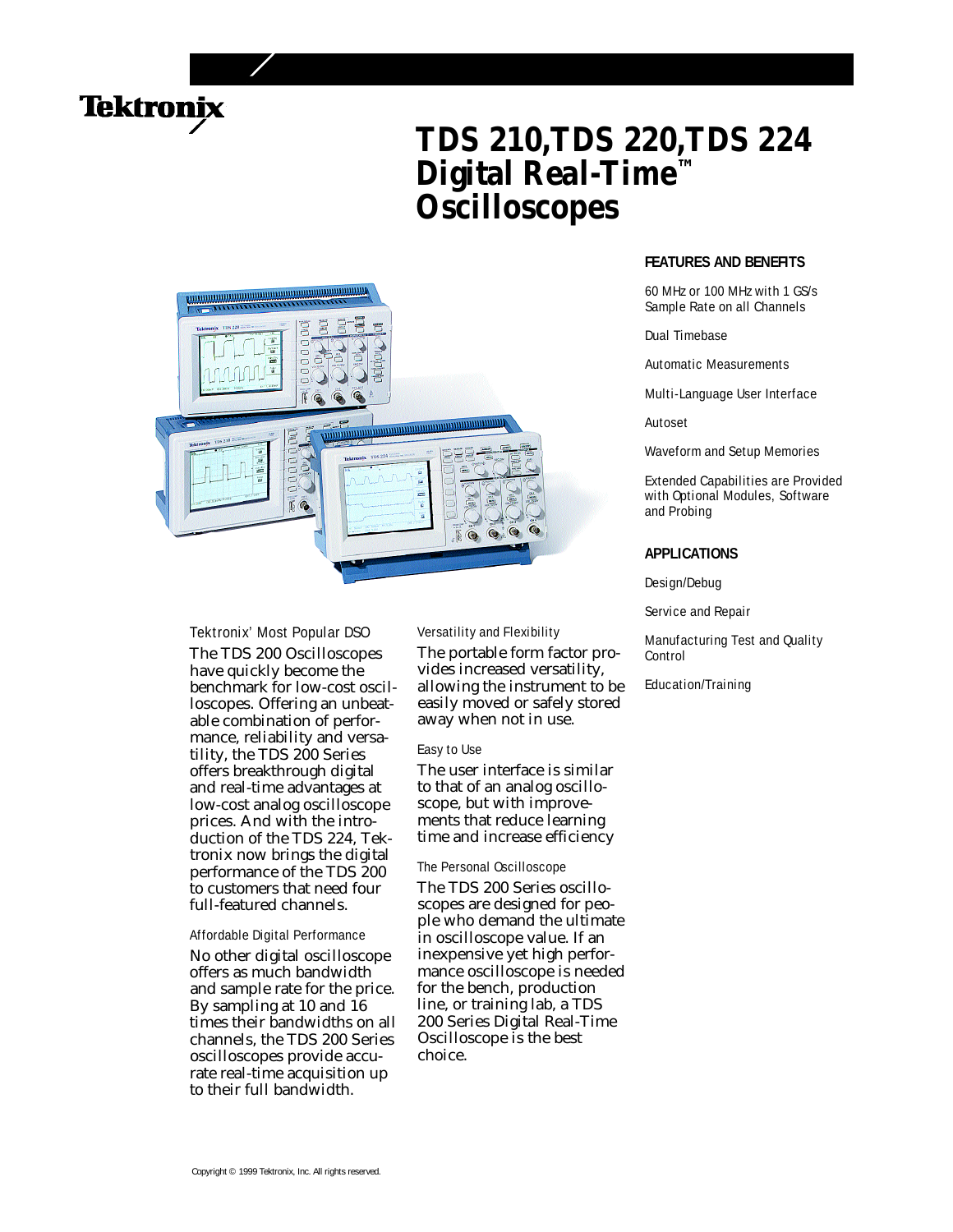Tektronix

# TDS 210,TDS 220,TDS 224 Digital Real-Time™ Oscilloscopes

### FEATURES AND BENEFITS

60 MHz or 100 MHz with 1 GS/s Sample Rate on all Channels

Dual Timebase

Automatic Measurements

Multi-Language User Interface

Autoset

Waveform and Setup Memories

Extended Capabilities are Provided with Optional Modules, Software and Probing

### APPLICATIONS

Design/Debug

Service and Repair

Manufacturing Test and Quality Control

Education/Training

#### Tektronix' Most Popular DSO

The TDS 200 Oscilloscopes have quickly become the benchmark for low-cost oscilloscopes. Offering an unbeatable combination of performance, reliability and versatility, the TDS 200 Series offers breakthrough digital and real-time advantages at low-cost analog oscilloscope prices. And with the introduction of the TDS 224, Tektronix now brings the digital performance of the TDS 200 to customers that need four full-featured channels.

#### Affordable Digital Performance

No other digital oscilloscope offers as much bandwidth and sample rate for the price. By sampling at 10 and 16 times their bandwidths on all channels, the TDS 200 Series oscilloscopes provide accurate real-time acquisition up to their full bandwidth.

#### Versatility and Flexibility

The portable form factor provides increased versatility, allowing the instrument to be easily moved or safely stored away when not in use.

#### Easy to Use

The user interface is similar to that of an analog oscilloscope, but with improvements that reduce learning time and increase efficiency

#### The Personal Oscilloscope

The TDS 200 Series oscilloscopes are designed for people who demand the ultimate in oscilloscope value. If an inexpensive yet high performance oscilloscope is needed for the bench, production line, or training lab, a TDS 200 Series Digital Real-Time Oscilloscope is the best choice.

Copyright © 1999 Tektronix, Inc. All rights reserved.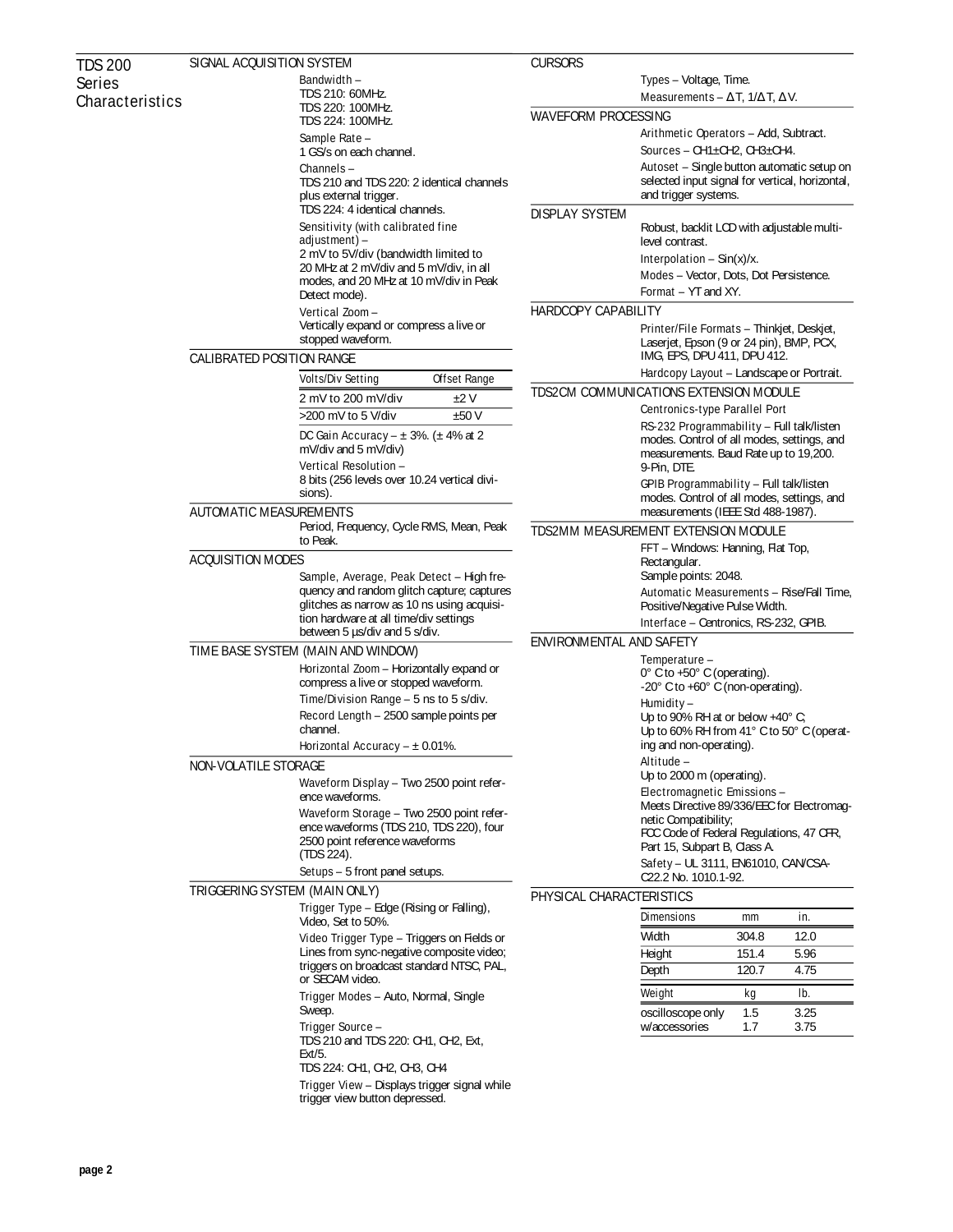# TDS 200 Series Characteristics

## SIGNAL ACQUISITION SYSTEM

Bandwidth –
TDS 210: 60MHz.
TDS 220: 100MHz.
TDS 224: 100MHz.

Sample Rate –
1 GS/s on each channel.

Channels –
TDS 210 and TDS 220: 2 identical channels plus external trigger.
TDS 224: 4 identical channels.

Sensitivity (with calibrated fine adjustment) –
2 mV to 5V/div (bandwidth limited to 20 MHz at 2 mV/div and 5 mV/div, in all modes, and 20 MHz at 10 mV/div in Peak Detect mode).

Vertical Zoom –
Vertically expand or compress a live or stopped waveform.

## CALIBRATED POSITION RANGE

| Volts/Div Setting | Offset Range |
|---|---|
| 2 mV to 200 mV/div | ±2 V |
| >200 mV to 5 V/div | ±50 V |

DC Gain Accuracy – ± 3%. (± 4% at 2 mV/div and 5 mV/div)

Vertical Resolution –
8 bits (256 levels over 10.24 vertical divisions).

## AUTOMATIC MEASUREMENTS

Period, Frequency, Cycle RMS, Mean, Peak to Peak.

## ACQUISITION MODES

Sample, Average, Peak Detect – High frequency and random glitch capture; captures glitches as narrow as 10 ns using acquisition hardware at all time/div settings between 5 µs/div and 5 s/div.

## TIME BASE SYSTEM (MAIN AND WINDOW)

Horizontal Zoom – Horizontally expand or compress a live or stopped waveform.

Time/Division Range – 5 ns to 5 s/div.

Record Length – 2500 sample points per channel.

Horizontal Accuracy – ± 0.01%.

## NON-VOLATILE STORAGE

Waveform Display – Two 2500 point reference waveforms.

Waveform Storage – Two 2500 point reference waveforms (TDS 210, TDS 220), four 2500 point reference waveforms (TDS 224).

Setups – 5 front panel setups.

## TRIGGERING SYSTEM (MAIN ONLY)

Trigger Type – Edge (Rising or Falling), Video, Set to 50%.

Video Trigger Type – Triggers on Fields or Lines from sync-negative composite video; triggers on broadcast standard NTSC, PAL, or SECAM video.

Trigger Modes – Auto, Normal, Single Sweep.

Trigger Source –
TDS 210 and TDS 220: CH1, CH2, Ext, Ext/5.
TDS 224: CH1, CH2, CH3, CH4

Trigger View – Displays trigger signal while trigger view button depressed.

## CURSORS

Types – Voltage, Time.

Measurements – ΔT, 1/ΔT, ΔV.

## WAVEFORM PROCESSING

Arithmetic Operators – Add, Subtract.

Sources – CH1±CH2, CH3±CH4.

Autoset – Single button automatic setup on selected input signal for vertical, horizontal, and trigger systems.

## DISPLAY SYSTEM

Robust, backlit LCD with adjustable multi-level contrast.

Interpolation – Sin(x)/x.

Modes – Vector, Dots, Dot Persistence.

Format – YT and XY.

## HARDCOPY CAPABILITY

Printer/File Formats – Thinkjet, Deskjet, Laserjet, Epson (9 or 24 pin), BMP, PCX, IMG, EPS, DPU 411, DPU 412.

Hardcopy Layout – Landscape or Portrait.

## TDS2CM COMMUNICATIONS EXTENSION MODULE

Centronics-type Parallel Port

RS-232 Programmability – Full talk/listen modes. Control of all modes, settings, and measurements. Baud Rate up to 19,200. 9-Pin, DTE.

GPIB Programmability – Full talk/listen modes. Control of all modes, settings, and measurements (IEEE Std 488-1987).

## TDS2MM MEASUREMENT EXTENSION MODULE

FFT – Windows: Hanning, Flat Top, Rectangular.
Sample points: 2048.

Automatic Measurements – Rise/Fall Time, Positive/Negative Pulse Width.

Interface – Centronics, RS-232, GPIB.

## ENVIRONMENTAL AND SAFETY

Temperature –
0° C to +50° C (operating).
-20° C to +60° C (non-operating).

Humidity –
Up to 90% RH at or below +40° C;
Up to 60% RH from 41° C to 50° C (operating and non-operating).

Altitude –
Up to 2000 m (operating).

Electromagnetic Emissions –
Meets Directive 89/336/EEC for Electromagnetic Compatibility;
FCC Code of Federal Regulations, 47 CFR, Part 15, Subpart B, Class A.

Safety – UL 3111, EN61010, CAN/CSA-C22.2 No. 1010.1-92.

## PHYSICAL CHARACTERISTICS

| Dimensions | mm | in. |
|---|---|---|
| Width | 304.8 | 12.0 |
| Height | 151.4 | 5.96 |
| Depth | 120.7 | 4.75 |

| Weight | kg | lb. |
|---|---|---|
| oscilloscope only | 1.5 | 3.25 |
| w/accessories | 1.7 | 3.75 |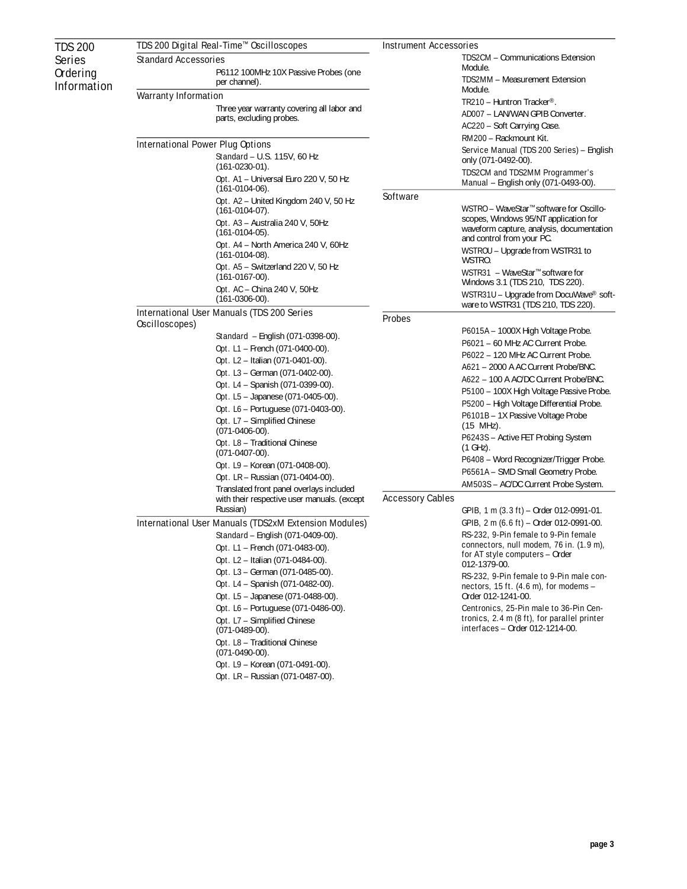# TDS 200 Series Ordering Information

## TDS 200 Digital Real-Time™ Oscilloscopes

### Standard Accessories

P6112 100MHz 10X Passive Probes (one per channel).

### Warranty Information

Three year warranty covering all labor and parts, excluding probes.

### International Power Plug Options

Standard – U.S. 115V, 60 Hz (161-0230-01).

Opt. A1 – Universal Euro 220 V, 50 Hz (161-0104-06).

Opt. A2 – United Kingdom 240 V, 50 Hz (161-0104-07).

Opt. A3 – Australia 240 V, 50Hz (161-0104-05).

Opt. A4 – North America 240 V, 60Hz (161-0104-08).

Opt. A5 – Switzerland 220 V, 50 Hz (161-0167-00).

Opt. AC – China 240 V, 50Hz (161-0306-00).

### International User Manuals (TDS 200 Series Oscilloscopes)

Standard – English (071-0398-00).

Opt. L1 – French (071-0400-00).

Opt. L2 – Italian (071-0401-00).

Opt. L3 – German (071-0402-00).

Opt. L4 – Spanish (071-0399-00).

Opt. L5 – Japanese (071-0405-00).

Opt. L6 – Portuguese (071-0403-00).

Opt. L7 – Simplified Chinese (071-0406-00).

Opt. L8 – Traditional Chinese (071-0407-00).

Opt. L9 – Korean (071-0408-00).

Opt. LR – Russian (071-0404-00).

Translated front panel overlays included with their respective user manuals. (except Russian)

### International User Manuals (TDS2xM Extension Modules)

Standard – English (071-0409-00).

Opt. L1 – French (071-0483-00).

Opt. L2 – Italian (071-0484-00).

Opt. L3 – German (071-0485-00).

Opt. L4 – Spanish (071-0482-00).

Opt. L5 – Japanese (071-0488-00).

Opt. L6 – Portuguese (071-0486-00).

Opt. L7 – Simplified Chinese (071-0489-00).

Opt. L8 – Traditional Chinese (071-0490-00).

Opt. L9 – Korean (071-0491-00).

Opt. LR – Russian (071-0487-00).

### Instrument Accessories

TDS2CM – Communications Extension Module.

TDS2MM – Measurement Extension Module.

TR210 – Huntron Tracker®.

AD007 – LAN/WAN GPIB Converter.

AC220 – Soft Carrying Case.

RM200 – Rackmount Kit.

Service Manual (TDS 200 Series) – English only (071-0492-00).

TDS2CM and TDS2MM Programmer's Manual – English only (071-0493-00).

### Software

WSTRO – WaveStar™ software for Oscilloscopes, Windows 95/NT application for waveform capture, analysis, documentation and control from your PC.

WSTROU – Upgrade from WSTR31 to WSTRO.

WSTR31 – WaveStar™ software for Windows 3.1 (TDS 210, TDS 220).

WSTR31U – Upgrade from DocuWave® software to WSTR31 (TDS 210, TDS 220).

### Probes

P6015A – 1000X High Voltage Probe.

P6021 – 60 MHz AC Current Probe.

P6022 – 120 MHz AC Current Probe.

A621 – 2000 A AC Current Probe/BNC.

A622 – 100 A AC/DC Current Probe/BNC.

P5100 – 100X High Voltage Passive Probe.

P5200 – High Voltage Differential Probe.

P6101B – 1X Passive Voltage Probe (15 MHz).

P6243S – Active FET Probing System (1 GHz).

P6408 – Word Recognizer/Trigger Probe.

P6561A – SMD Small Geometry Probe.

AM503S – AC/DC Current Probe System.

### Accessory Cables

GPIB, 1 m (3.3 ft) – Order 012-0991-01.

GPIB, 2 m (6.6 ft) – Order 012-0991-00.

RS-232, 9-Pin female to 9-Pin female connectors, null modem, 76 in. (1.9 m), for AT style computers – Order 012-1379-00.

RS-232, 9-Pin female to 9-Pin male connectors, 15 ft. (4.6 m), for modems – Order 012-1241-00.

Centronics, 25-Pin male to 36-Pin Centronics, 2.4 m (8 ft), for parallel printer interfaces – Order 012-1214-00.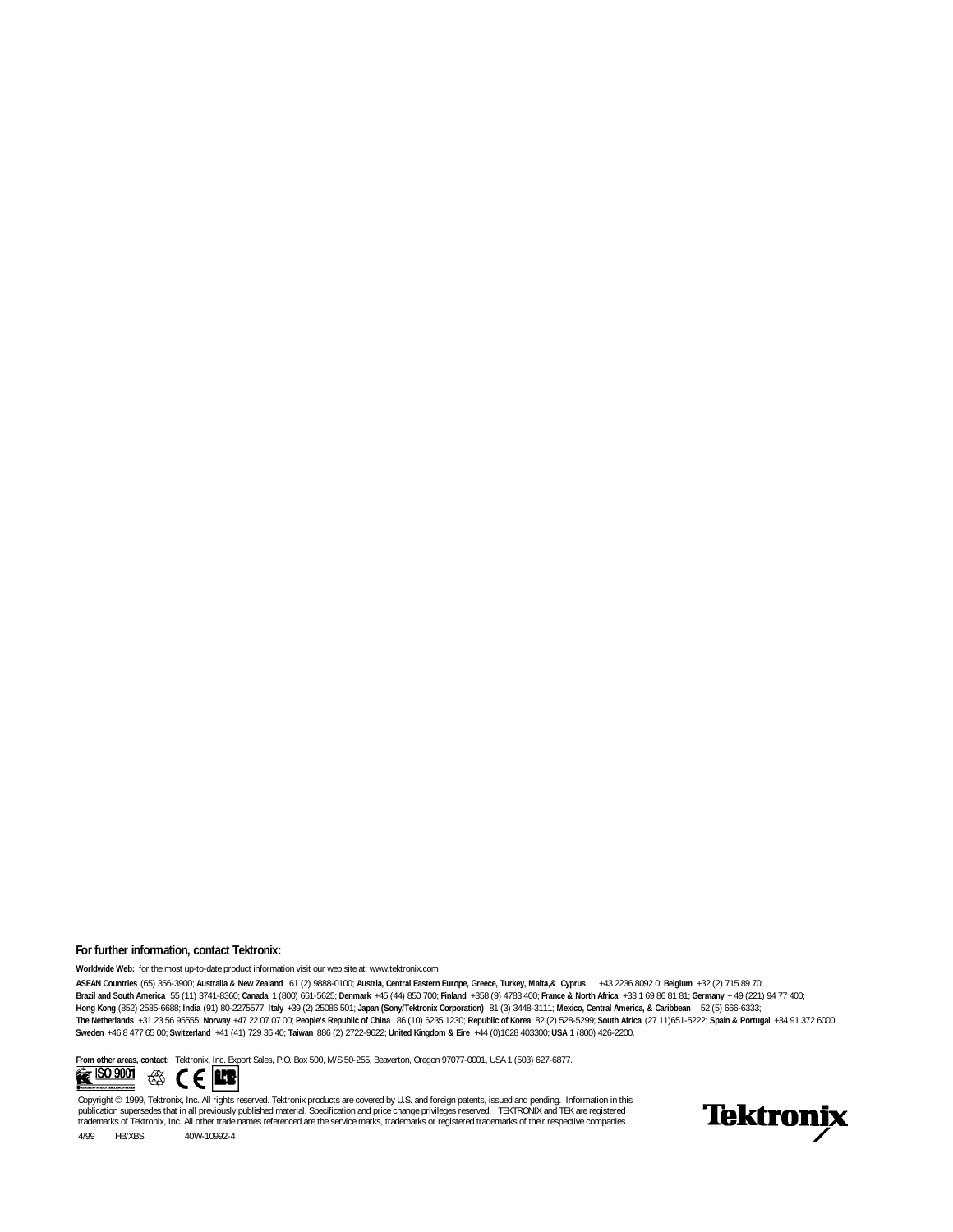**For further information, contact Tektronix:**

**Worldwide Web:** for the most up-to-date product information visit our web site at: www.tektronix.com

**ASEAN Countries** (65) 356-3900; **Australia & New Zealand** 61 (2) 9888-0100; **Austria, Central Eastern Europe, Greece, Turkey, Malta,& Cyprus** +43 2236 8092 0; **Belgium** +32 (2) 715 89 70; **Brazil and South America** 55 (11) 3741-8360; **Canada** 1 (800) 661-5625; **Denmark** +45 (44) 850 700; **Finland** +358 (9) 4783 400; **France & North Africa** +33 1 69 86 81 81; **Germany** + 49 (221) 94 77 400; **Hong Kong** (852) 2585-6688; **India** (91) 80-2275577; **Italy** +39 (2) 25086 501; **Japan (Sony/Tektronix Corporation)** 81 (3) 3448-3111; **Mexico, Central America, & Caribbean** 52 (5) 666-6333; **The Netherlands** +31 23 56 95555; **Norway** +47 22 07 07 00; **People's Republic of China** 86 (10) 6235 1230; **Republic of Korea** 82 (2) 528-5299; **South Africa** (27 11)651-5222; **Spain & Portugal** +34 91 372 6000; **Sweden** +46 8 477 65 00; **Switzerland** +41 (41) 729 36 40; **Taiwan** 886 (2) 2722-9622; **United Kingdom & Eire** +44 (0)1628 403300; **USA** 1 (800) 426-2200.

**From other areas, contact:** Tektronix, Inc. Export Sales, P.O. Box 500, M/S 50-255, Beaverton, Oregon 97077-0001, USA 1 (503) 627-6877.

ISO 9001

Copyright © 1999, Tektronix, Inc. All rights reserved. Tektronix products are covered by U.S. and foreign patents, issued and pending. Information in this publication supersedes that in all previously published material. Specification and price change privileges reserved. TEKTRONIX and TEK are registered trademarks of Tektronix, Inc. All other trade names referenced are the service marks, trademarks or registered trademarks of their respective companies.

4/99 HB/XBS 40W-10992-4

Tektronix